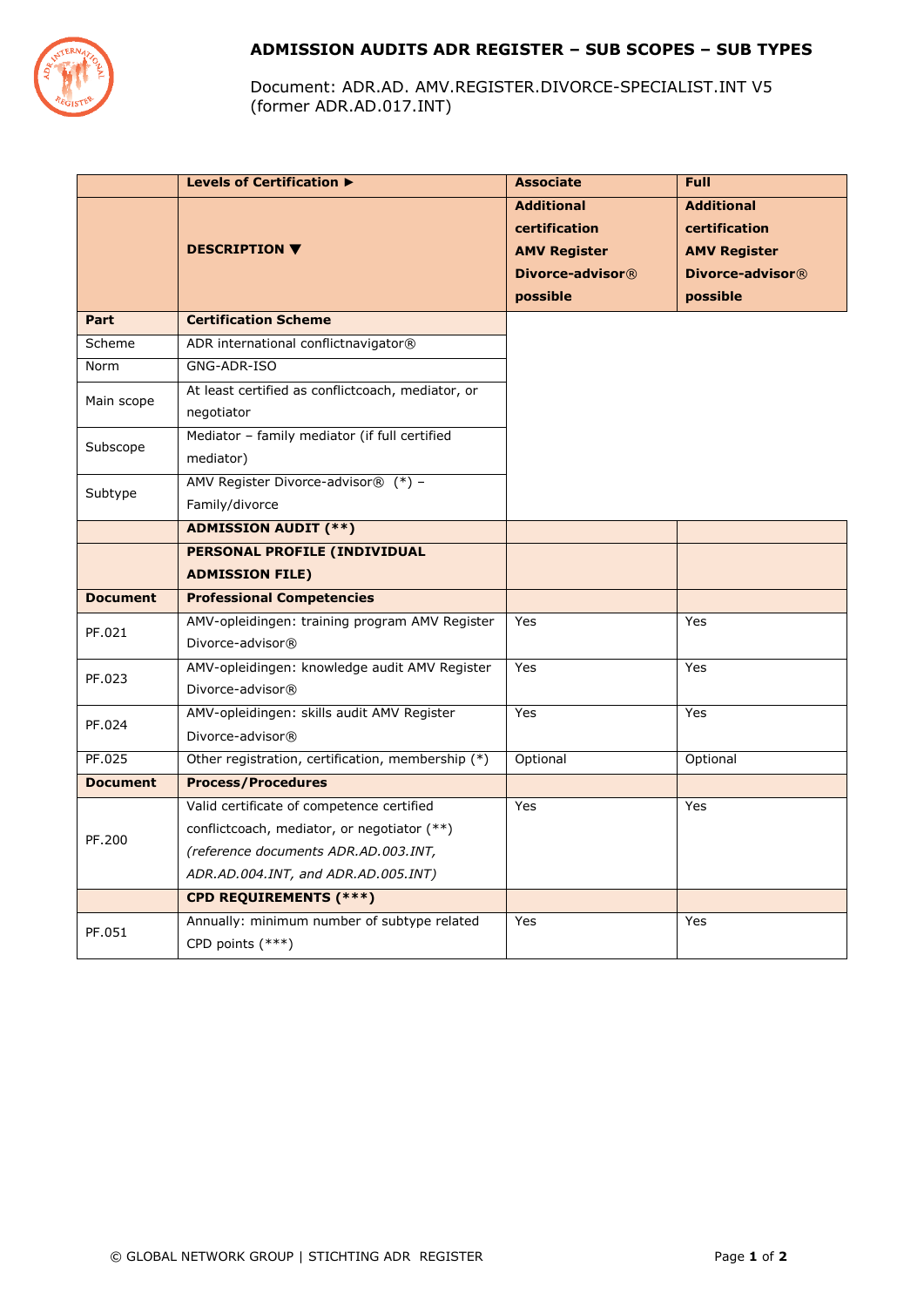# ADMISSION AUDITS ADR REGISTER – SUB SCOPES – SUB TYPES

Document: ADR.AD. AMV.REGISTER.DIVORCE-SPECIALIST.INT V5 (former ADR.AD.017.INT)

| | **Levels of Certification ►** | **Associate** | **Full** |
|---|---|---|---|
| | **DESCRIPTION ▼** | **Additional certification AMV Register Divorce-advisor® possible** | **Additional certification AMV Register Divorce-advisor® possible** |
| **Part** | **Certification Scheme** | | |
| Scheme | ADR international conflictnavigator® | | |
| Norm | GNG-ADR-ISO | | |
| Main scope | At least certified as conflictcoach, mediator, or negotiator | | |
| Subscope | Mediator – family mediator (if full certified mediator) | | |
| Subtype | AMV Register Divorce-advisor® (*) – Family/divorce | | |
| | **ADMISSION AUDIT (**)** | | |
| | **PERSONAL PROFILE (INDIVIDUAL ADMISSION FILE)** | | |
| **Document** | **Professional Competencies** | | |
| PF.021 | AMV-opleidingen: training program AMV Register Divorce-advisor® | Yes | Yes |
| PF.023 | AMV-opleidingen: knowledge audit AMV Register Divorce-advisor® | Yes | Yes |
| PF.024 | AMV-opleidingen: skills audit AMV Register Divorce-advisor® | Yes | Yes |
| PF.025 | Other registration, certification, membership (*) | Optional | Optional |
| **Document** | **Process/Procedures** | | |
| PF.200 | Valid certificate of competence certified conflictcoach, mediator, or negotiator (**) *(reference documents ADR.AD.003.INT, ADR.AD.004.INT, and ADR.AD.005.INT)* | Yes | Yes |
| | **CPD REQUIREMENTS (***)** | | |
| PF.051 | Annually: minimum number of subtype related CPD points (***) | Yes | Yes |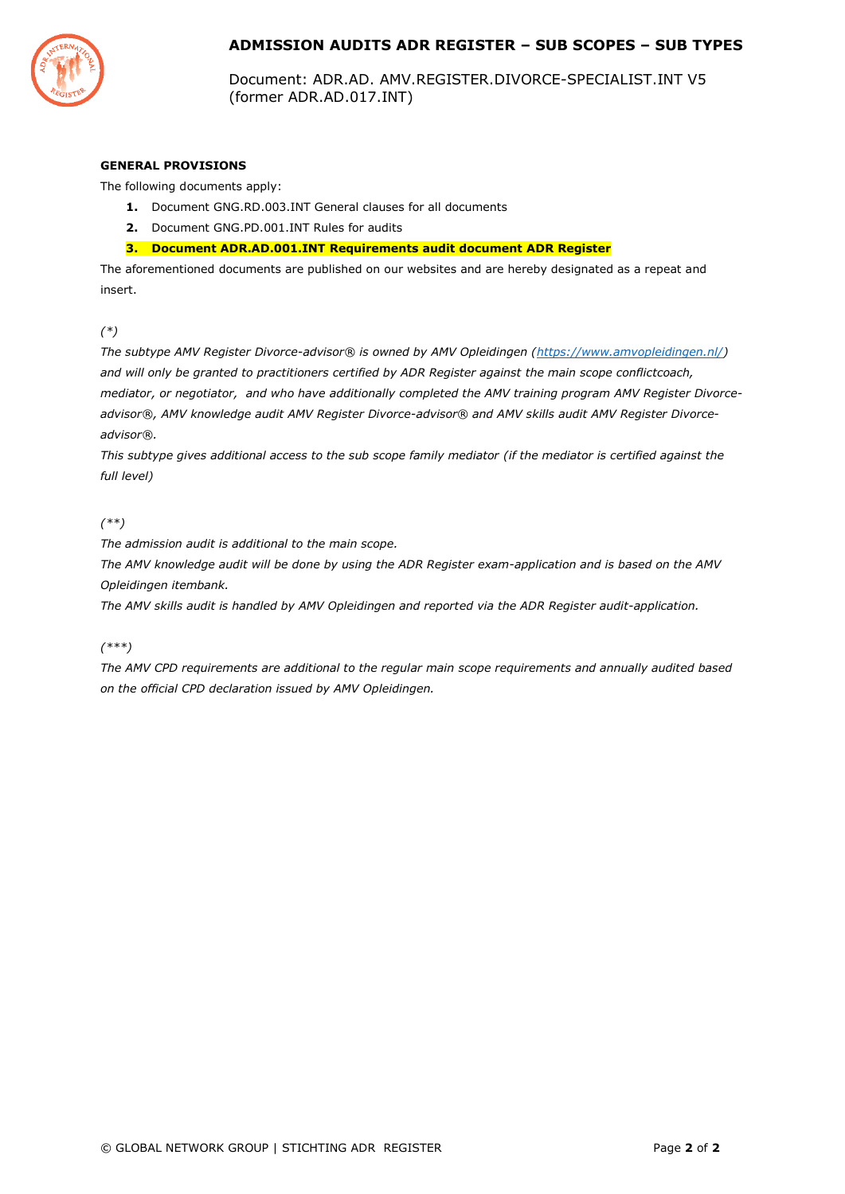**GENERAL PROVISIONS**

The following documents apply:

1. Document GNG.RD.003.INT General clauses for all documents
2. Document GNG.PD.001.INT Rules for audits
3. **Document ADR.AD.001.INT Requirements audit document ADR Register**

The aforementioned documents are published on our websites and are hereby designated as a repeat and insert.

*(\*)*

*The subtype AMV Register Divorce-advisor® is owned by AMV Opleidingen ([https://www.amvopleidingen.nl/](https://www.amvopleidingen.nl/)) and will only be granted to practitioners certified by ADR Register against the main scope conflictcoach, mediator, or negotiator, and who have additionally completed the AMV training program AMV Register Divorce-advisor®, AMV knowledge audit AMV Register Divorce-advisor® and AMV skills audit AMV Register Divorce-advisor®.*

*This subtype gives additional access to the sub scope family mediator (if the mediator is certified against the full level)*

*(\*\*)*

*The admission audit is additional to the main scope.*

*The AMV knowledge audit will be done by using the ADR Register exam-application and is based on the AMV Opleidingen itembank.*

*The AMV skills audit is handled by AMV Opleidingen and reported via the ADR Register audit-application.*

*(\*\*\*)*

*The AMV CPD requirements are additional to the regular main scope requirements and annually audited based on the official CPD declaration issued by AMV Opleidingen.*